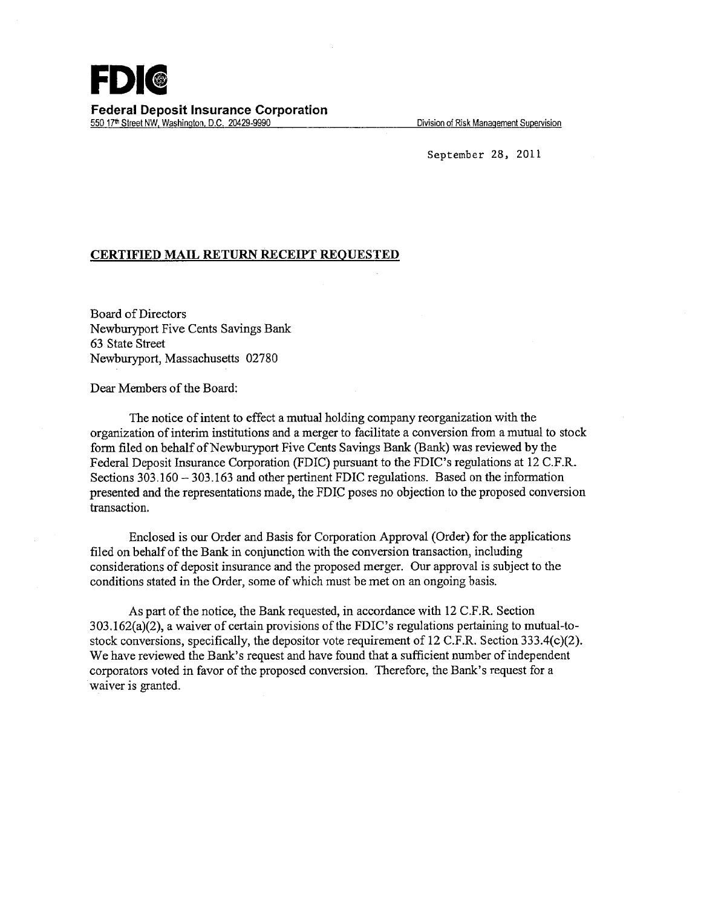# FDIC

**Federal Deposit Insurance Corporation**
550 17th Street NW, Washington, D.C. 20429-9990 Division of Risk Management Supervision

September 28, 2011

**CERTIFIED MAIL RETURN RECEIPT REQUESTED**

Board of Directors
Newburyport Five Cents Savings Bank
63 State Street
Newburyport, Massachusetts 02780

Dear Members of the Board:

The notice of intent to effect a mutual holding company reorganization with the organization of interim institutions and a merger to facilitate a conversion from a mutual to stock form filed on behalf of Newburyport Five Cents Savings Bank (Bank) was reviewed by the Federal Deposit Insurance Corporation (FDIC) pursuant to the FDIC's regulations at 12 C.F.R. Sections 303.160 – 303.163 and other pertinent FDIC regulations. Based on the information presented and the representations made, the FDIC poses no objection to the proposed conversion transaction.

Enclosed is our Order and Basis for Corporation Approval (Order) for the applications filed on behalf of the Bank in conjunction with the conversion transaction, including considerations of deposit insurance and the proposed merger. Our approval is subject to the conditions stated in the Order, some of which must be met on an ongoing basis.

As part of the notice, the Bank requested, in accordance with 12 C.F.R. Section 303.162(a)(2), a waiver of certain provisions of the FDIC's regulations pertaining to mutual-to-stock conversions, specifically, the depositor vote requirement of 12 C.F.R. Section 333.4(c)(2). We have reviewed the Bank's request and have found that a sufficient number of independent corporators voted in favor of the proposed conversion. Therefore, the Bank's request for a waiver is granted.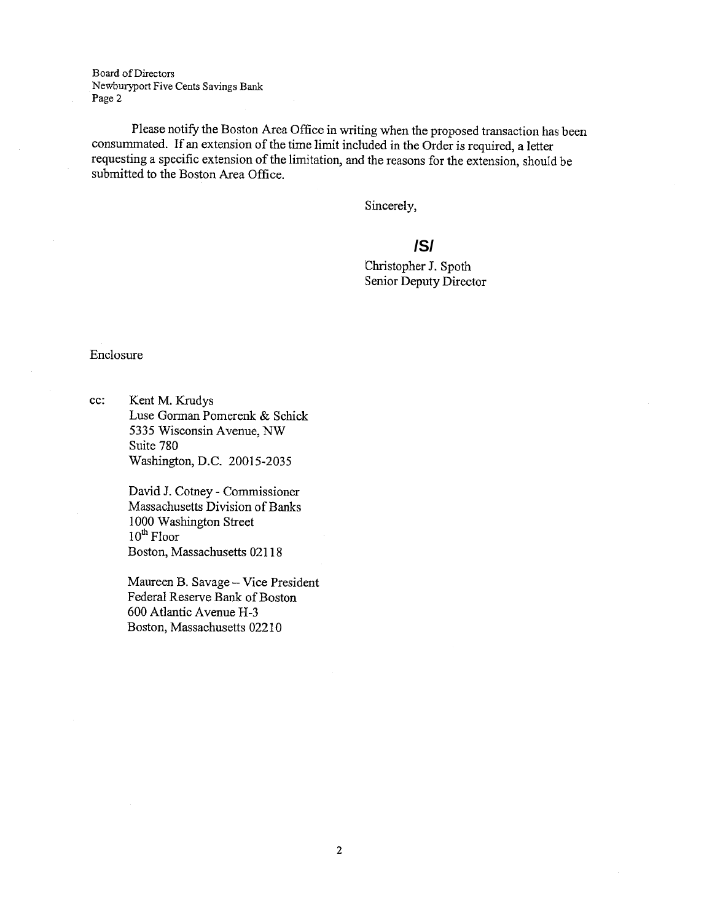Please notify the Boston Area Office in writing when the proposed transaction has been consummated. If an extension of the time limit included in the Order is required, a letter requesting a specific extension of the limitation, and the reasons for the extension, should be submitted to the Boston Area Office.

Sincerely,

**/S/**

Christopher J. Spoth
Senior Deputy Director

Enclosure

cc: Kent M. Krudys
Luse Gorman Pomerenk & Schick
5335 Wisconsin Avenue, NW
Suite 780
Washington, D.C. 20015-2035

David J. Cotney - Commissioner
Massachusetts Division of Banks
1000 Washington Street
10th Floor
Boston, Massachusetts 02118

Maureen B. Savage – Vice President
Federal Reserve Bank of Boston
600 Atlantic Avenue H-3
Boston, Massachusetts 02210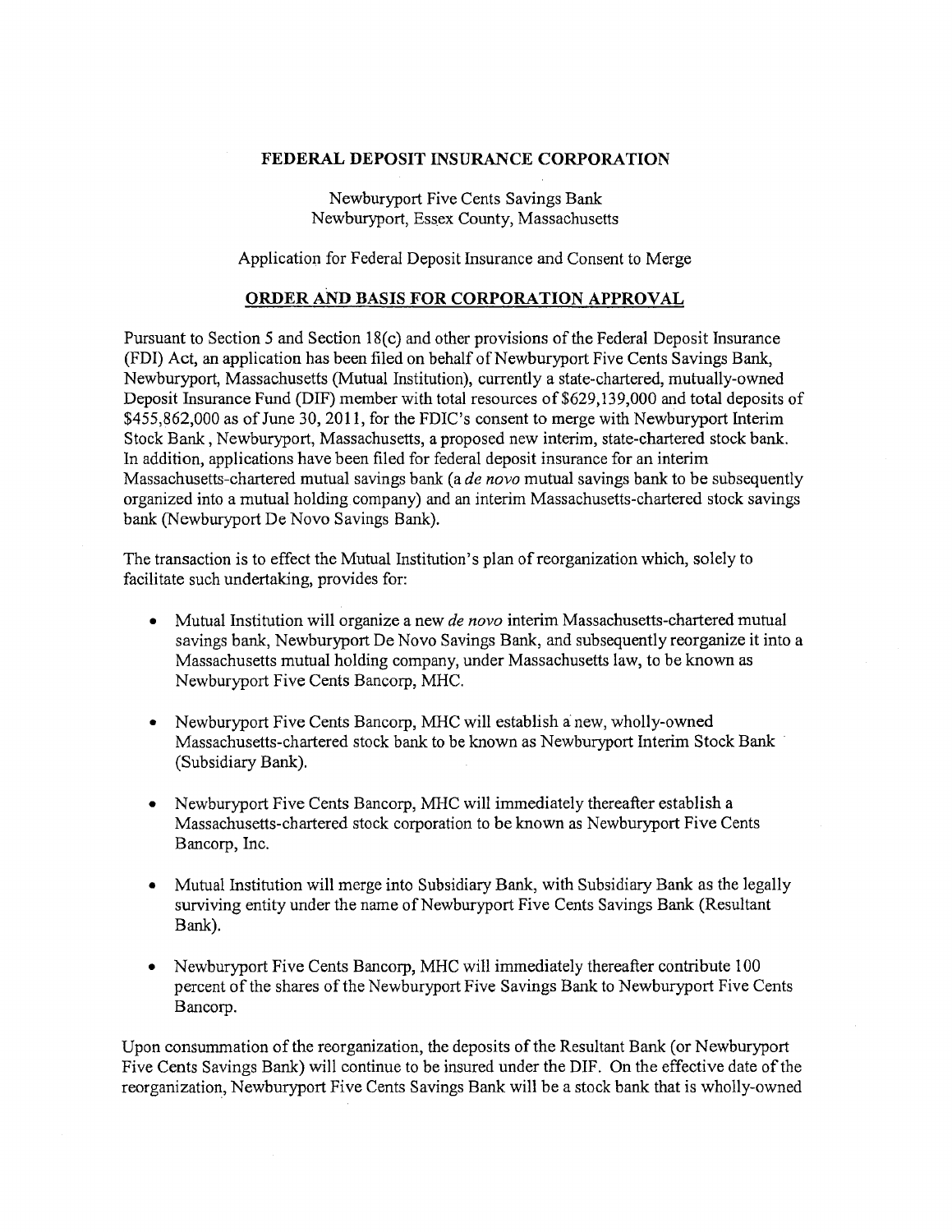**FEDERAL DEPOSIT INSURANCE CORPORATION**

Newburyport Five Cents Savings Bank
Newburyport, Essex County, Massachusetts

Application for Federal Deposit Insurance and Consent to Merge

**ORDER AND BASIS FOR CORPORATION APPROVAL**

Pursuant to Section 5 and Section 18(c) and other provisions of the Federal Deposit Insurance (FDI) Act, an application has been filed on behalf of Newburyport Five Cents Savings Bank, Newburyport, Massachusetts (Mutual Institution), currently a state-chartered, mutually-owned Deposit Insurance Fund (DIF) member with total resources of $629,139,000 and total deposits of $455,862,000 as of June 30, 2011, for the FDIC's consent to merge with Newburyport Interim Stock Bank , Newburyport, Massachusetts, a proposed new interim, state-chartered stock bank. In addition, applications have been filed for federal deposit insurance for an interim Massachusetts-chartered mutual savings bank (a *de novo* mutual savings bank to be subsequently organized into a mutual holding company) and an interim Massachusetts-chartered stock savings bank (Newburyport De Novo Savings Bank).

The transaction is to effect the Mutual Institution's plan of reorganization which, solely to facilitate such undertaking, provides for:

- Mutual Institution will organize a new *de novo* interim Massachusetts-chartered mutual savings bank, Newburyport De Novo Savings Bank, and subsequently reorganize it into a Massachusetts mutual holding company, under Massachusetts law, to be known as Newburyport Five Cents Bancorp, MHC.
- Newburyport Five Cents Bancorp, MHC will establish a new, wholly-owned Massachusetts-chartered stock bank to be known as Newburyport Interim Stock Bank (Subsidiary Bank).
- Newburyport Five Cents Bancorp, MHC will immediately thereafter establish a Massachusetts-chartered stock corporation to be known as Newburyport Five Cents Bancorp, Inc.
- Mutual Institution will merge into Subsidiary Bank, with Subsidiary Bank as the legally surviving entity under the name of Newburyport Five Cents Savings Bank (Resultant Bank).
- Newburyport Five Cents Bancorp, MHC will immediately thereafter contribute 100 percent of the shares of the Newburyport Five Savings Bank to Newburyport Five Cents Bancorp.

Upon consummation of the reorganization, the deposits of the Resultant Bank (or Newburyport Five Cents Savings Bank) will continue to be insured under the DIF. On the effective date of the reorganization, Newburyport Five Cents Savings Bank will be a stock bank that is wholly-owned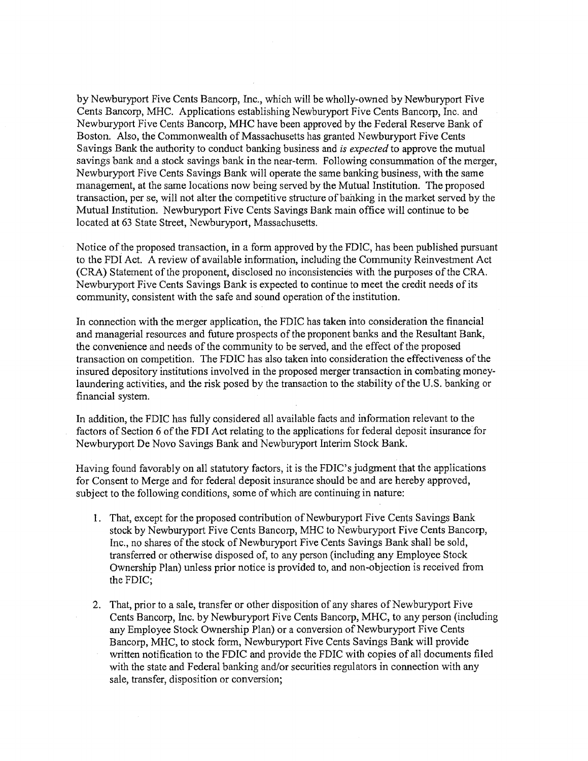by Newburyport Five Cents Bancorp, Inc., which will be wholly-owned by Newburyport Five Cents Bancorp, MHC. Applications establishing Newburyport Five Cents Bancorp, Inc. and Newburyport Five Cents Bancorp, MHC have been approved by the Federal Reserve Bank of Boston. Also, the Commonwealth of Massachusetts has granted Newburyport Five Cents Savings Bank the authority to conduct banking business and *is expected* to approve the mutual savings bank and a stock savings bank in the near-term. Following consummation of the merger, Newburyport Five Cents Savings Bank will operate the same banking business, with the same management, at the same locations now being served by the Mutual Institution. The proposed transaction, per se, will not alter the competitive structure of banking in the market served by the Mutual Institution. Newburyport Five Cents Savings Bank main office will continue to be located at 63 State Street, Newburyport, Massachusetts.

Notice of the proposed transaction, in a form approved by the FDIC, has been published pursuant to the FDI Act. A review of available information, including the Community Reinvestment Act (CRA) Statement of the proponent, disclosed no inconsistencies with the purposes of the CRA. Newburyport Five Cents Savings Bank is expected to continue to meet the credit needs of its community, consistent with the safe and sound operation of the institution.

In connection with the merger application, the FDIC has taken into consideration the financial and managerial resources and future prospects of the proponent banks and the Resultant Bank, the convenience and needs of the community to be served, and the effect of the proposed transaction on competition. The FDIC has also taken into consideration the effectiveness of the insured depository institutions involved in the proposed merger transaction in combating money-laundering activities, and the risk posed by the transaction to the stability of the U.S. banking or financial system.

In addition, the FDIC has fully considered all available facts and information relevant to the factors of Section 6 of the FDI Act relating to the applications for federal deposit insurance for Newburyport De Novo Savings Bank and Newburyport Interim Stock Bank.

Having found favorably on all statutory factors, it is the FDIC's judgment that the applications for Consent to Merge and for federal deposit insurance should be and are hereby approved, subject to the following conditions, some of which are continuing in nature:

1. That, except for the proposed contribution of Newburyport Five Cents Savings Bank stock by Newburyport Five Cents Bancorp, MHC to Newburyport Five Cents Bancorp, Inc., no shares of the stock of Newburyport Five Cents Savings Bank shall be sold, transferred or otherwise disposed of, to any person (including any Employee Stock Ownership Plan) unless prior notice is provided to, and non-objection is received from the FDIC;

2. That, prior to a sale, transfer or other disposition of any shares of Newburyport Five Cents Bancorp, Inc. by Newburyport Five Cents Bancorp, MHC, to any person (including any Employee Stock Ownership Plan) or a conversion of Newburyport Five Cents Bancorp, MHC, to stock form, Newburyport Five Cents Savings Bank will provide written notification to the FDIC and provide the FDIC with copies of all documents filed with the state and Federal banking and/or securities regulators in connection with any sale, transfer, disposition or conversion;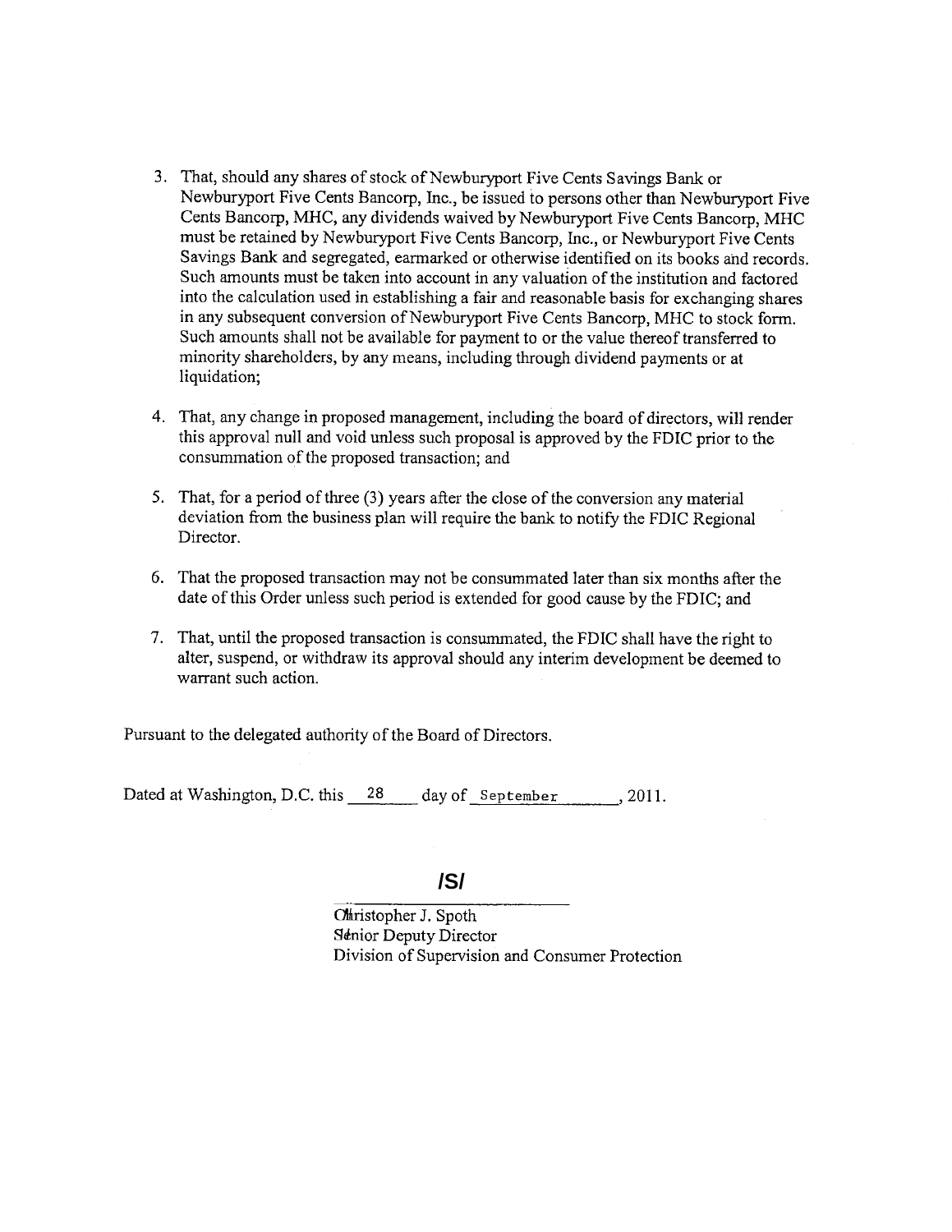3. That, should any shares of stock of Newburyport Five Cents Savings Bank or Newburyport Five Cents Bancorp, Inc., be issued to persons other than Newburyport Five Cents Bancorp, MHC, any dividends waived by Newburyport Five Cents Bancorp, MHC must be retained by Newburyport Five Cents Bancorp, Inc., or Newburyport Five Cents Savings Bank and segregated, earmarked or otherwise identified on its books and records. Such amounts must be taken into account in any valuation of the institution and factored into the calculation used in establishing a fair and reasonable basis for exchanging shares in any subsequent conversion of Newburyport Five Cents Bancorp, MHC to stock form. Such amounts shall not be available for payment to or the value thereof transferred to minority shareholders, by any means, including through dividend payments or at liquidation;

4. That, any change in proposed management, including the board of directors, will render this approval null and void unless such proposal is approved by the FDIC prior to the consummation of the proposed transaction; and

5. That, for a period of three (3) years after the close of the conversion any material deviation from the business plan will require the bank to notify the FDIC Regional Director.

6. That the proposed transaction may not be consummated later than six months after the date of this Order unless such period is extended for good cause by the FDIC; and

7. That, until the proposed transaction is consummated, the FDIC shall have the right to alter, suspend, or withdraw its approval should any interim development be deemed to warrant such action.

Pursuant to the delegated authority of the Board of Directors.

Dated at Washington, D.C. this 28 day of September, 2011.

/S/

Christopher J. Spoth
Senior Deputy Director
Division of Supervision and Consumer Protection